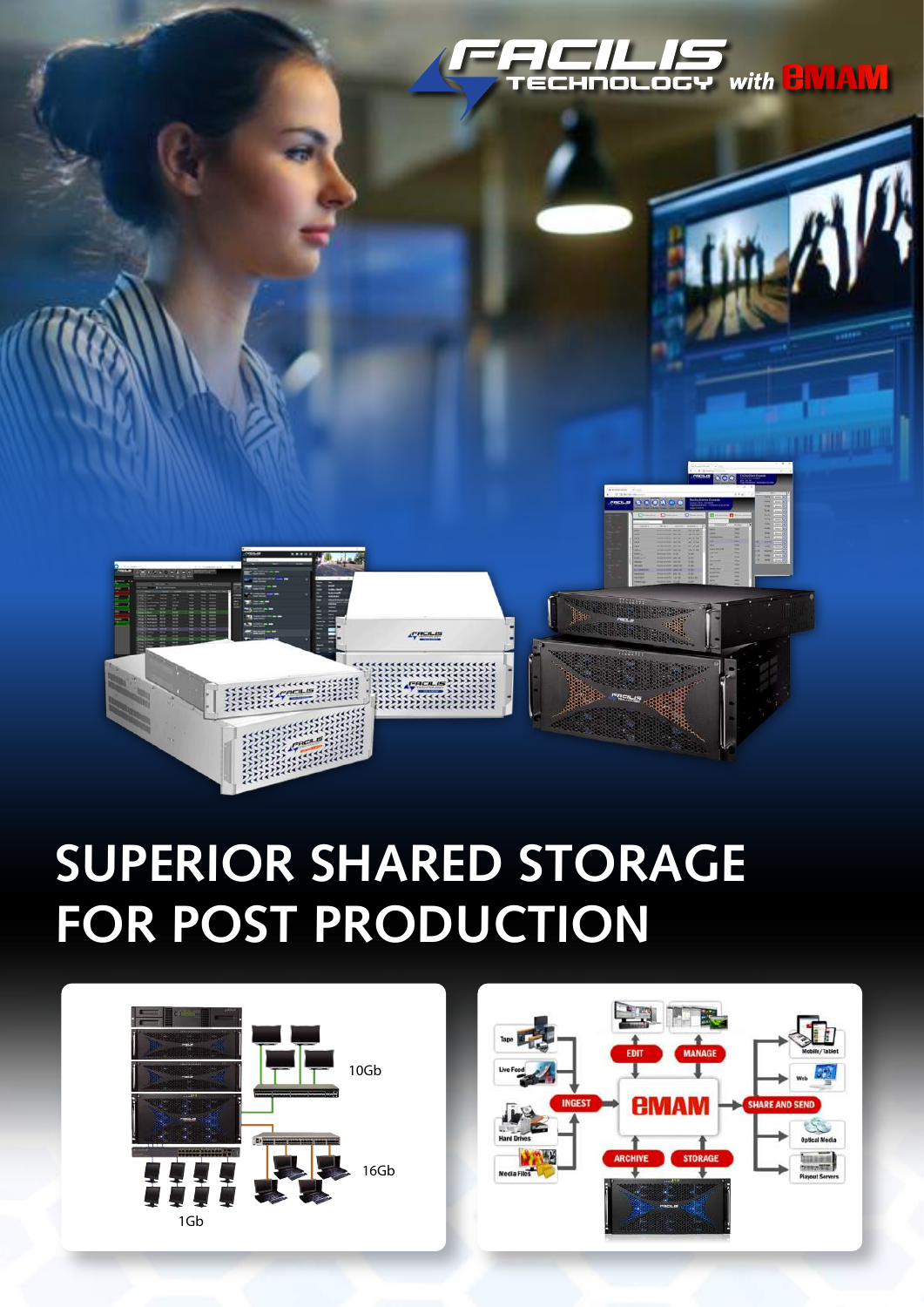FACILIS TECHNOLOGY with eMAM

# SUPERIOR SHARED STORAGE FOR POST PRODUCTION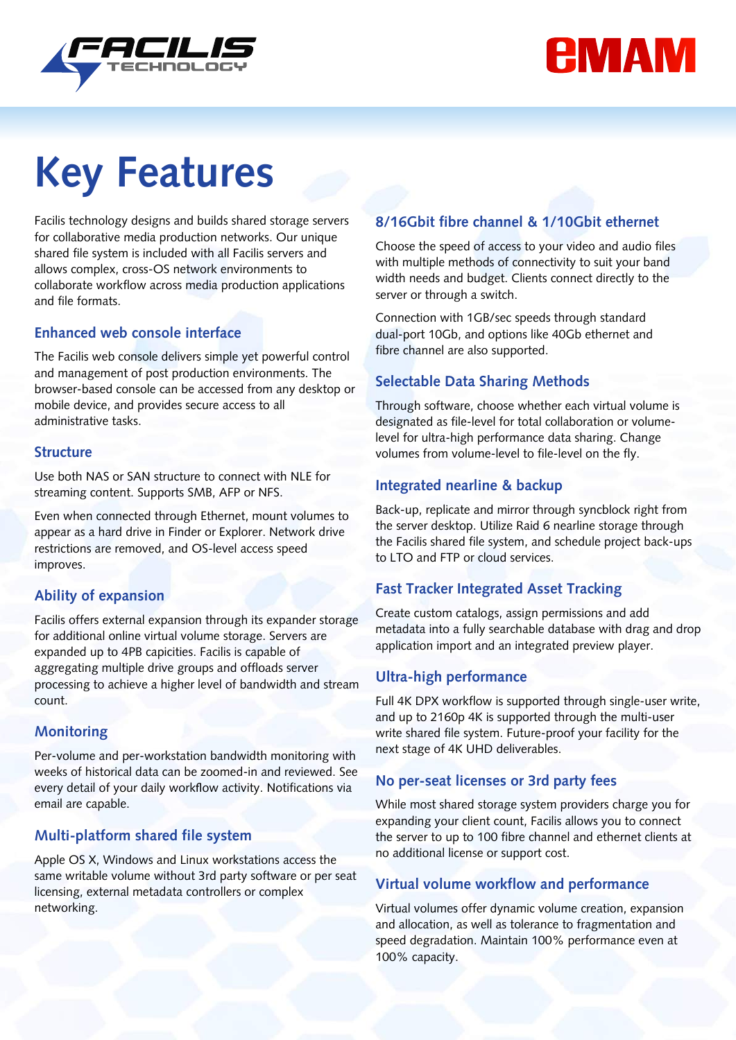# Key Features

Facilis technology designs and builds shared storage servers for collaborative media production networks. Our unique shared file system is included with all Facilis servers and allows complex, cross-OS network environments to collaborate workflow across media production applications and file formats.

## Enhanced web console interface

The Facilis web console delivers simple yet powerful control and management of post production environments. The browser-based console can be accessed from any desktop or mobile device, and provides secure access to all administrative tasks.

## Structure

Use both NAS or SAN structure to connect with NLE for streaming content. Supports SMB, AFP or NFS.

Even when connected through Ethernet, mount volumes to appear as a hard drive in Finder or Explorer. Network drive restrictions are removed, and OS-level access speed improves.

## Ability of expansion

Facilis offers external expansion through its expander storage for additional online virtual volume storage. Servers are expanded up to 4PB capicities. Facilis is capable of aggregating multiple drive groups and offloads server processing to achieve a higher level of bandwidth and stream count.

## Monitoring

Per-volume and per-workstation bandwidth monitoring with weeks of historical data can be zoomed-in and reviewed. See every detail of your daily workflow activity. Notifications via email are capable.

## Multi-platform shared file system

Apple OS X, Windows and Linux workstations access the same writable volume without 3rd party software or per seat licensing, external metadata controllers or complex networking.

## 8/16Gbit fibre channel & 1/10Gbit ethernet

Choose the speed of access to your video and audio files with multiple methods of connectivity to suit your band width needs and budget. Clients connect directly to the server or through a switch.

Connection with 1GB/sec speeds through standard dual-port 10Gb, and options like 40Gb ethernet and fibre channel are also supported.

## Selectable Data Sharing Methods

Through software, choose whether each virtual volume is designated as file-level for total collaboration or volume-level for ultra-high performance data sharing. Change volumes from volume-level to file-level on the fly.

## Integrated nearline & backup

Back-up, replicate and mirror through syncblock right from the server desktop. Utilize Raid 6 nearline storage through the Facilis shared file system, and schedule project back-ups to LTO and FTP or cloud services.

## Fast Tracker Integrated Asset Tracking

Create custom catalogs, assign permissions and add metadata into a fully searchable database with drag and drop application import and an integrated preview player.

## Ultra-high performance

Full 4K DPX workflow is supported through single-user write, and up to 2160p 4K is supported through the multi-user write shared file system. Future-proof your facility for the next stage of 4K UHD deliverables.

## No per-seat licenses or 3rd party fees

While most shared storage system providers charge you for expanding your client count, Facilis allows you to connect the server to up to 100 fibre channel and ethernet clients at no additional license or support cost.

## Virtual volume workflow and performance

Virtual volumes offer dynamic volume creation, expansion and allocation, as well as tolerance to fragmentation and speed degradation. Maintain 100% performance even at 100% capacity.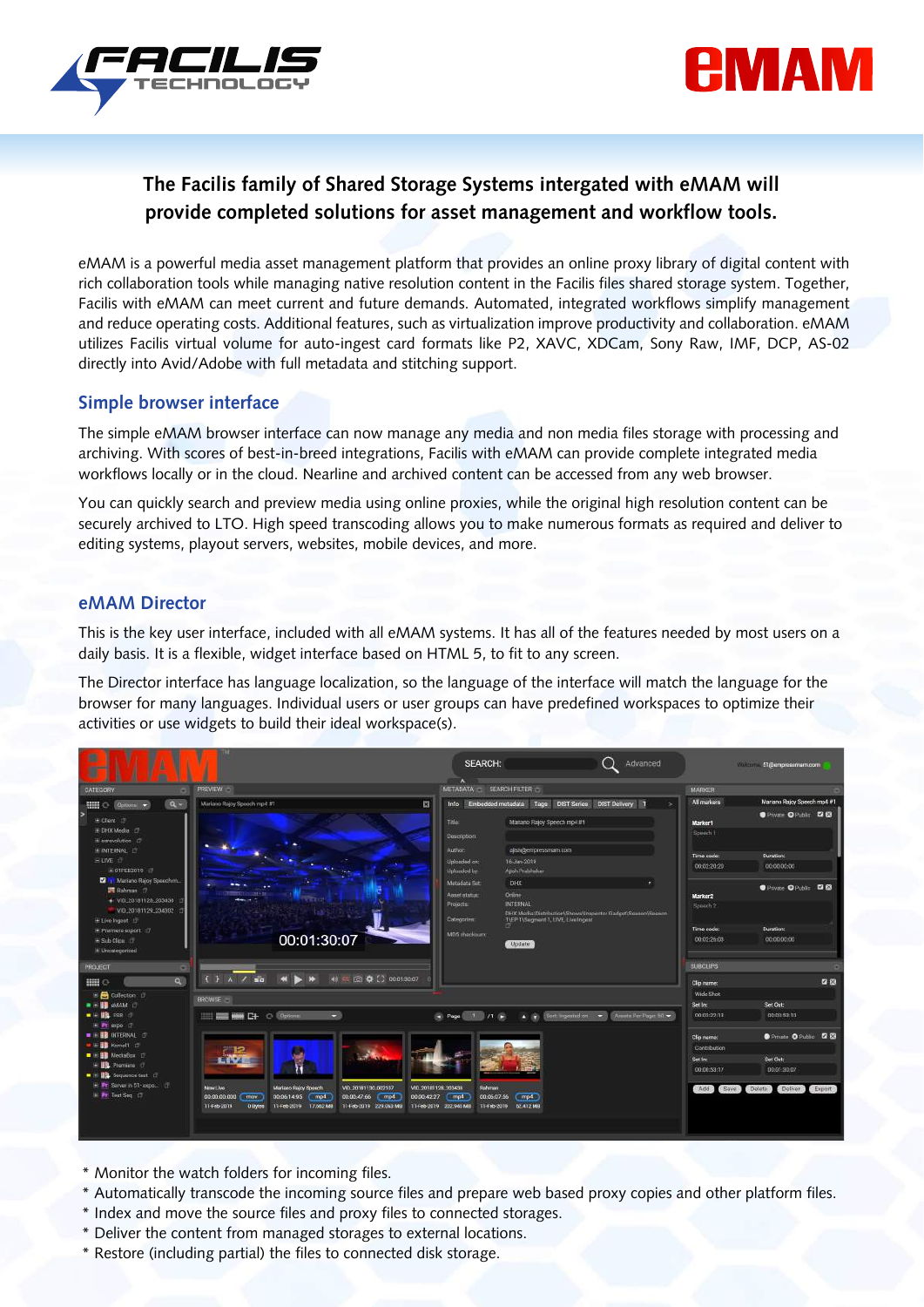**The Facilis family of Shared Storage Systems intergated with eMAM will provide completed solutions for asset management and workflow tools.**

eMAM is a powerful media asset management platform that provides an online proxy library of digital content with rich collaboration tools while managing native resolution content in the Facilis files shared storage system. Together, Facilis with eMAM can meet current and future demands. Automated, integrated workflows simplify management and reduce operating costs. Additional features, such as virtualization improve productivity and collaboration. eMAM utilizes Facilis virtual volume for auto-ingest card formats like P2, XAVC, XDCam, Sony Raw, IMF, DCP, AS-02 directly into Avid/Adobe with full metadata and stitching support.

## Simple browser interface

The simple eMAM browser interface can now manage any media and non media files storage with processing and archiving. With scores of best-in-breed integrations, Facilis with eMAM can provide complete integrated media workflows locally or in the cloud. Nearline and archived content can be accessed from any web browser.

You can quickly search and preview media using online proxies, while the original high resolution content can be securely archived to LTO. High speed transcoding allows you to make numerous formats as required and deliver to editing systems, playout servers, websites, mobile devices, and more.

## eMAM Director

This is the key user interface, included with all eMAM systems. It has all of the features needed by most users on a daily basis. It is a flexible, widget interface based on HTML 5, to fit to any screen.

The Director interface has language localization, so the language of the interface will match the language for the browser for many languages. Individual users or user groups can have predefined workspaces to optimize their activities or use widgets to build their ideal workspace(s).

* Monitor the watch folders for incoming files.
* Automatically transcode the incoming source files and prepare web based proxy copies and other platform files.
* Index and move the source files and proxy files to connected storages.
* Deliver the content from managed storages to external locations.
* Restore (including partial) the files to connected disk storage.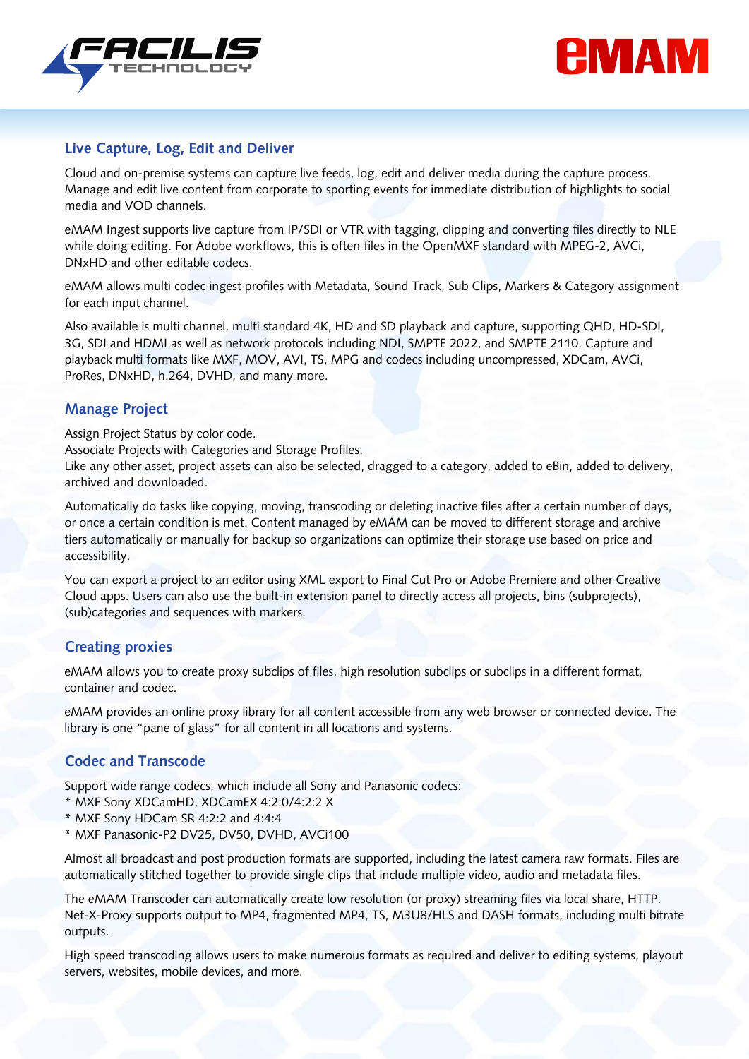## Live Capture, Log, Edit and Deliver

Cloud and on-premise systems can capture live feeds, log, edit and deliver media during the capture process. Manage and edit live content from corporate to sporting events for immediate distribution of highlights to social media and VOD channels.

eMAM Ingest supports live capture from IP/SDI or VTR with tagging, clipping and converting files directly to NLE while doing editing. For Adobe workflows, this is often files in the OpenMXF standard with MPEG-2, AVCi, DNxHD and other editable codecs.

eMAM allows multi codec ingest profiles with Metadata, Sound Track, Sub Clips, Markers & Category assignment for each input channel.

Also available is multi channel, multi standard 4K, HD and SD playback and capture, supporting QHD, HD-SDI, 3G, SDI and HDMI as well as network protocols including NDI, SMPTE 2022, and SMPTE 2110. Capture and playback multi formats like MXF, MOV, AVI, TS, MPG and codecs including uncompressed, XDCam, AVCi, ProRes, DNxHD, h.264, DVHD, and many more.

## Manage Project

Assign Project Status by color code.
Associate Projects with Categories and Storage Profiles.
Like any other asset, project assets can also be selected, dragged to a category, added to eBin, added to delivery, archived and downloaded.

Automatically do tasks like copying, moving, transcoding or deleting inactive files after a certain number of days, or once a certain condition is met. Content managed by eMAM can be moved to different storage and archive tiers automatically or manually for backup so organizations can optimize their storage use based on price and accessibility.

You can export a project to an editor using XML export to Final Cut Pro or Adobe Premiere and other Creative Cloud apps. Users can also use the built-in extension panel to directly access all projects, bins (subprojects), (sub)categories and sequences with markers.

## Creating proxies

eMAM allows you to create proxy subclips of files, high resolution subclips or subclips in a different format, container and codec.

eMAM provides an online proxy library for all content accessible from any web browser or connected device. The library is one "pane of glass" for all content in all locations and systems.

## Codec and Transcode

Support wide range codecs, which include all Sony and Panasonic codecs:
* MXF Sony XDCamHD, XDCamEX 4:2:0/4:2:2 X
* MXF Sony HDCam SR 4:2:2 and 4:4:4
* MXF Panasonic-P2 DV25, DV50, DVHD, AVCi100

Almost all broadcast and post production formats are supported, including the latest camera raw formats. Files are automatically stitched together to provide single clips that include multiple video, audio and metadata files.

The eMAM Transcoder can automatically create low resolution (or proxy) streaming files via local share, HTTP. Net-X-Proxy supports output to MP4, fragmented MP4, TS, M3U8/HLS and DASH formats, including multi bitrate outputs.

High speed transcoding allows users to make numerous formats as required and deliver to editing systems, playout servers, websites, mobile devices, and more.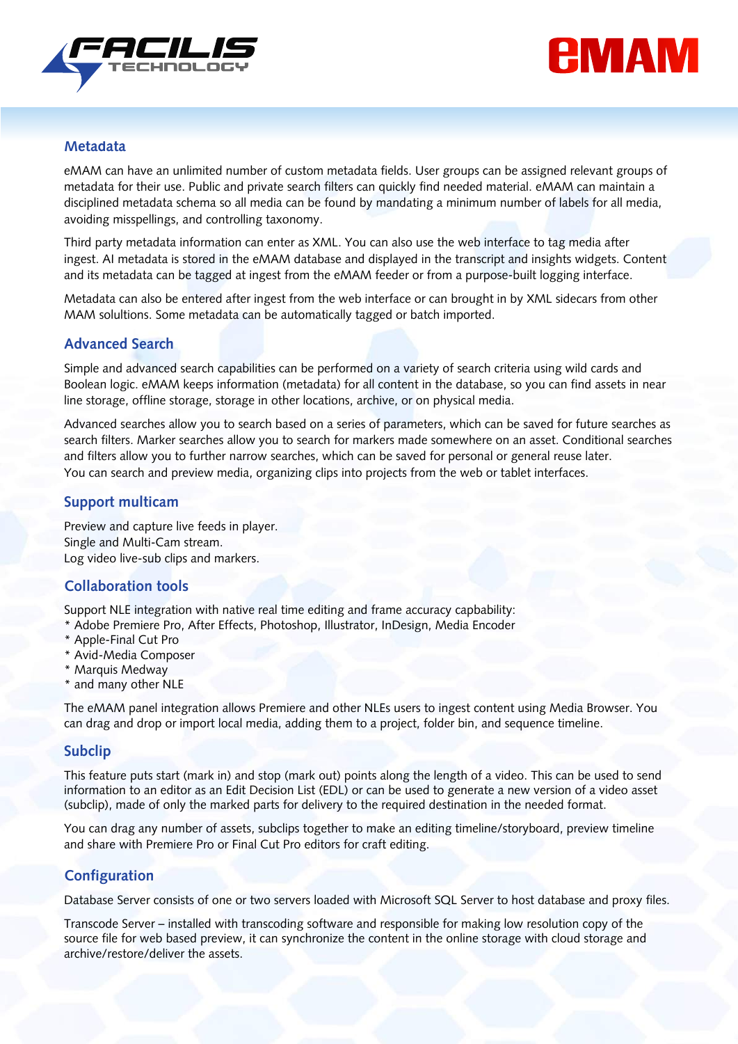## Metadata

eMAM can have an unlimited number of custom metadata fields. User groups can be assigned relevant groups of metadata for their use. Public and private search filters can quickly find needed material. eMAM can maintain a disciplined metadata schema so all media can be found by mandating a minimum number of labels for all media, avoiding misspellings, and controlling taxonomy.

Third party metadata information can enter as XML. You can also use the web interface to tag media after ingest. AI metadata is stored in the eMAM database and displayed in the transcript and insights widgets. Content and its metadata can be tagged at ingest from the eMAM feeder or from a purpose-built logging interface.

Metadata can also be entered after ingest from the web interface or can brought in by XML sidecars from other MAM solutions. Some metadata can be automatically tagged or batch imported.

## Advanced Search

Simple and advanced search capabilities can be performed on a variety of search criteria using wild cards and Boolean logic. eMAM keeps information (metadata) for all content in the database, so you can find assets in near line storage, offline storage, storage in other locations, archive, or on physical media.

Advanced searches allow you to search based on a series of parameters, which can be saved for future searches as search filters. Marker searches allow you to search for markers made somewhere on an asset. Conditional searches and filters allow you to further narrow searches, which can be saved for personal or general reuse later.
You can search and preview media, organizing clips into projects from the web or tablet interfaces.

## Support multicam

Preview and capture live feeds in player.
Single and Multi-Cam stream.
Log video live-sub clips and markers.

## Collaboration tools

Support NLE integration with native real time editing and frame accuracy capbability:
* Adobe Premiere Pro, After Effects, Photoshop, Illustrator, InDesign, Media Encoder
* Apple-Final Cut Pro
* Avid-Media Composer
* Marquis Medway
* and many other NLE

The eMAM panel integration allows Premiere and other NLEs users to ingest content using Media Browser. You can drag and drop or import local media, adding them to a project, folder bin, and sequence timeline.

## Subclip

This feature puts start (mark in) and stop (mark out) points along the length of a video. This can be used to send information to an editor as an Edit Decision List (EDL) or can be used to generate a new version of a video asset (subclip), made of only the marked parts for delivery to the required destination in the needed format.

You can drag any number of assets, subclips together to make an editing timeline/storyboard, preview timeline and share with Premiere Pro or Final Cut Pro editors for craft editing.

## Configuration

Database Server consists of one or two servers loaded with Microsoft SQL Server to host database and proxy files.

Transcode Server – installed with transcoding software and responsible for making low resolution copy of the source file for web based preview, it can synchronize the content in the online storage with cloud storage and archive/restore/deliver the assets.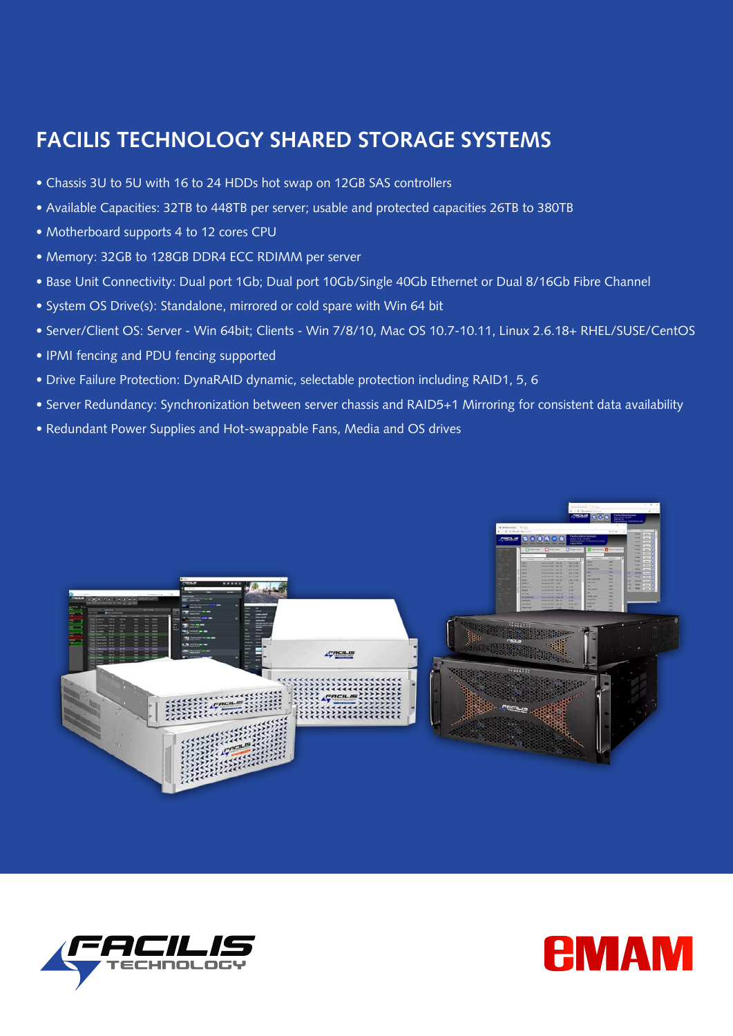# FACILIS TECHNOLOGY SHARED STORAGE SYSTEMS

- Chassis 3U to 5U with 16 to 24 HDDs hot swap on 12GB SAS controllers
- Available Capacities: 32TB to 448TB per server; usable and protected capacities 26TB to 380TB
- Motherboard supports 4 to 12 cores CPU
- Memory: 32GB to 128GB DDR4 ECC RDIMM per server
- Base Unit Connectivity: Dual port 1Gb; Dual port 10Gb/Single 40Gb Ethernet or Dual 8/16Gb Fibre Channel
- System OS Drive(s): Standalone, mirrored or cold spare with Win 64 bit
- Server/Client OS: Server - Win 64bit; Clients - Win 7/8/10, Mac OS 10.7-10.11, Linux 2.6.18+ RHEL/SUSE/CentOS
- IPMI fencing and PDU fencing supported
- Drive Failure Protection: DynaRAID dynamic, selectable protection including RAID1, 5, 6
- Server Redundancy: Synchronization between server chassis and RAID5+1 Mirroring for consistent data availability
- Redundant Power Supplies and Hot-swappable Fans, Media and OS drives

FACILIS TECHNOLOGY

eMAM